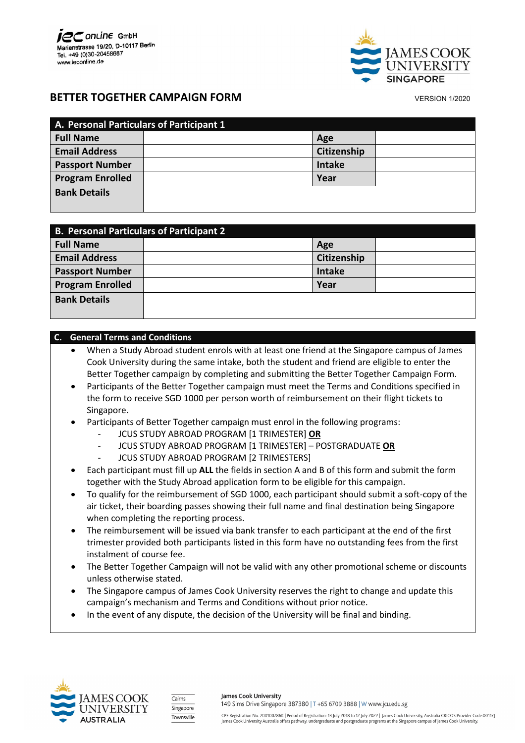iec online GmbH
Marienstrasse 19/20, D-10117 Berlin
Tel. +49 (0)30-20458687
www.iecOnline.de

JAMES COOK UNIVERSITY SINGAPORE

# BETTER TOGETHER CAMPAIGN FORM

VERSION 1/2020

| A. Personal Particulars of Participant 1 | | | |
|---|---|---|---|
| **Full Name** | | **Age** | |
| **Email Address** | | **Citizenship** | |
| **Passport Number** | | **Intake** | |
| **Program Enrolled** | | **Year** | |
| **Bank Details** | | | |

| B. Personal Particulars of Participant 2 | | | |
|---|---|---|---|
| **Full Name** | | **Age** | |
| **Email Address** | | **Citizenship** | |
| **Passport Number** | | **Intake** | |
| **Program Enrolled** | | **Year** | |
| **Bank Details** | | | |

## C. General Terms and Conditions

- When a Study Abroad student enrols with at least one friend at the Singapore campus of James Cook University during the same intake, both the student and friend are eligible to enter the Better Together campaign by completing and submitting the Better Together Campaign Form.
- Participants of the Better Together campaign must meet the Terms and Conditions specified in the form to receive SGD 1000 per person worth of reimbursement on their flight tickets to Singapore.
- Participants of Better Together campaign must enrol in the following programs:
  - JCUS STUDY ABROAD PROGRAM [1 TRIMESTER] **OR**
  - JCUS STUDY ABROAD PROGRAM [1 TRIMESTER] – POSTGRADUATE **OR**
  - JCUS STUDY ABROAD PROGRAM [2 TRIMESTERS]
- Each participant must fill up **ALL** the fields in section A and B of this form and submit the form together with the Study Abroad application form to be eligible for this campaign.
- To qualify for the reimbursement of SGD 1000, each participant should submit a soft-copy of the air ticket, their boarding passes showing their full name and final destination being Singapore when completing the reporting process.
- The reimbursement will be issued via bank transfer to each participant at the end of the first trimester provided both participants listed in this form have no outstanding fees from the first instalment of course fee.
- The Better Together Campaign will not be valid with any other promotional scheme or discounts unless otherwise stated.
- The Singapore campus of James Cook University reserves the right to change and update this campaign's mechanism and Terms and Conditions without prior notice.
- In the event of any dispute, the decision of the University will be final and binding.

JAMES COOK UNIVERSITY AUSTRALIA

Cairns
Singapore
Townsville

James Cook University
149 Sims Drive Singapore 387380 | T +65 6709 3888 | W www.jcu.edu.sg

CPE Registration No. 200100786K | Period of Registration: 13 July 2018 to 12 July 2022 | James Cook University, Australia CRICOS Provider Code:00117J
James Cook University Australia offers pathway, undergraduate and postgraduate programs at the Singapore campus of James Cook University.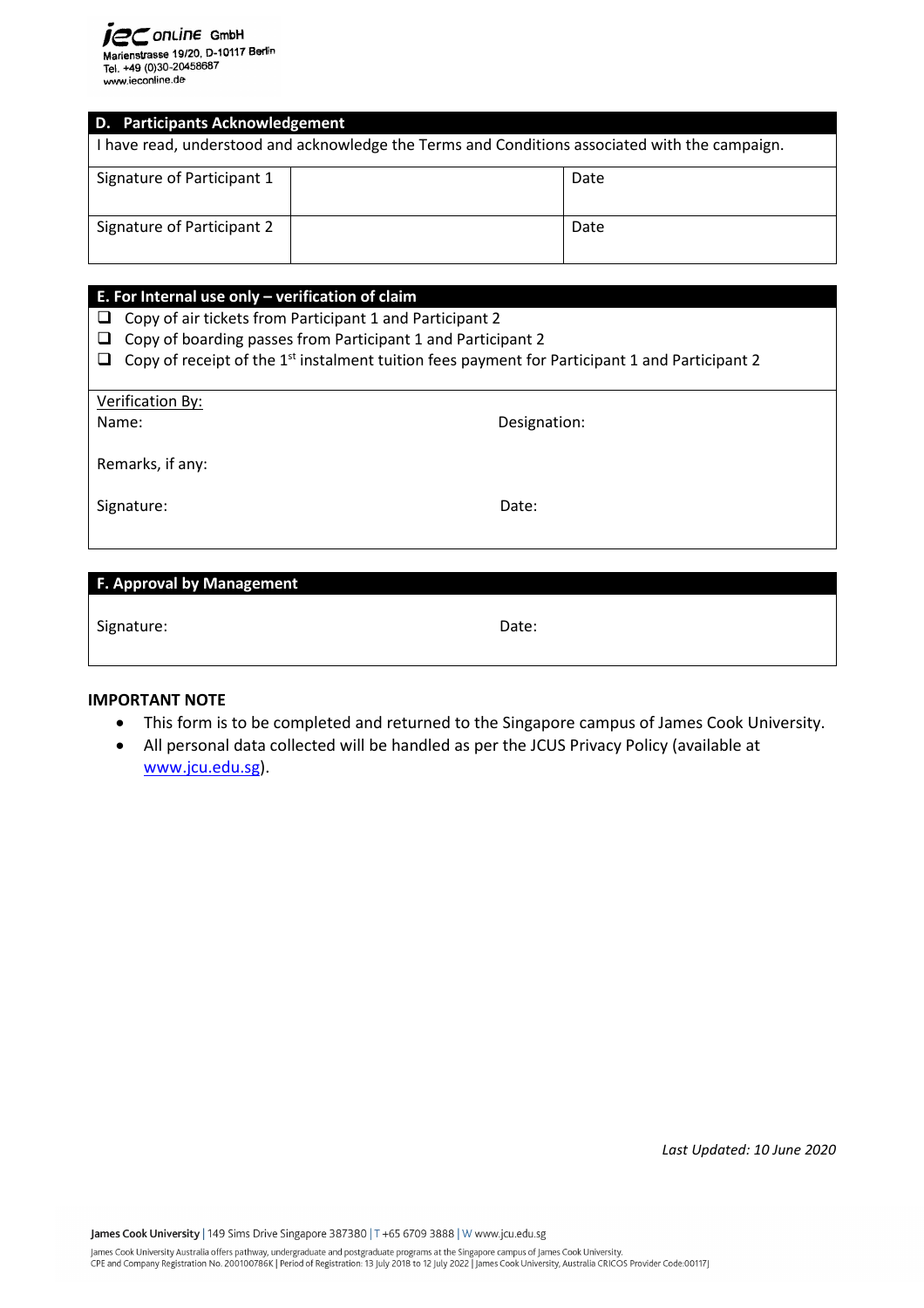iec online GmbH
Marienstrasse 19/20, D-10117 Berlin
Tel. +49 (0)30-20458687
www.ieconline.de

## D. Participants Acknowledgement

I have read, understood and acknowledge the Terms and Conditions associated with the campaign.

| | | |
|---|---|---|
| Signature of Participant 1 | | Date |
| Signature of Participant 2 | | Date |

## E. For Internal use only – verification of claim

- ❑ Copy of air tickets from Participant 1 and Participant 2
- ❑ Copy of boarding passes from Participant 1 and Participant 2
- ❑ Copy of receipt of the 1st instalment tuition fees payment for Participant 1 and Participant 2

Verification By:

Name: Designation:

Remarks, if any:

Signature: Date:

## F. Approval by Management

Signature: Date:

**IMPORTANT NOTE**

- This form is to be completed and returned to the Singapore campus of James Cook University.
- All personal data collected will be handled as per the JCUS Privacy Policy (available at www.jcu.edu.sg).

*Last Updated: 10 June 2020*

**James Cook University** | 149 Sims Drive Singapore 387380 | T +65 6709 3888 | W www.jcu.edu.sg

James Cook University Australia offers pathway, undergraduate and postgraduate programs at the Singapore campus of James Cook University.
CPE and Company Registration No. 200100786K | Period of Registration: 13 July 2018 to 12 July 2022 | James Cook University, Australia CRICOS Provider Code:00117J